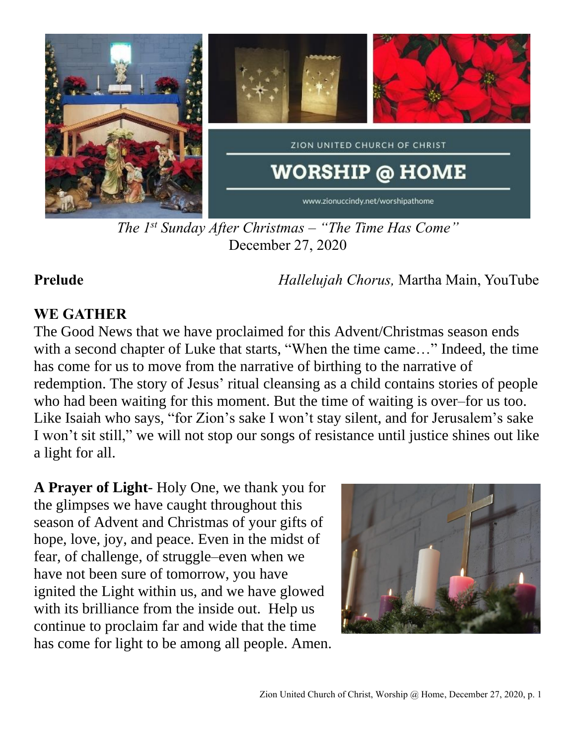*The 1st Sunday After Christmas – "The Time Has Come"*
December 27, 2020

**Prelude** *Hallelujah Chorus,* Martha Main, YouTube

## WE GATHER

The Good News that we have proclaimed for this Advent/Christmas season ends with a second chapter of Luke that starts, "When the time came…" Indeed, the time has come for us to move from the narrative of birthing to the narrative of redemption. The story of Jesus' ritual cleansing as a child contains stories of people who had been waiting for this moment. But the time of waiting is over–for us too. Like Isaiah who says, "for Zion's sake I won't stay silent, and for Jerusalem's sake I won't sit still," we will not stop our songs of resistance until justice shines out like a light for all.

**A Prayer of Light**- Holy One, we thank you for the glimpses we have caught throughout this season of Advent and Christmas of your gifts of hope, love, joy, and peace. Even in the midst of fear, of challenge, of struggle–even when we have not been sure of tomorrow, you have ignited the Light within us, and we have glowed with its brilliance from the inside out. Help us continue to proclaim far and wide that the time has come for light to be among all people. Amen.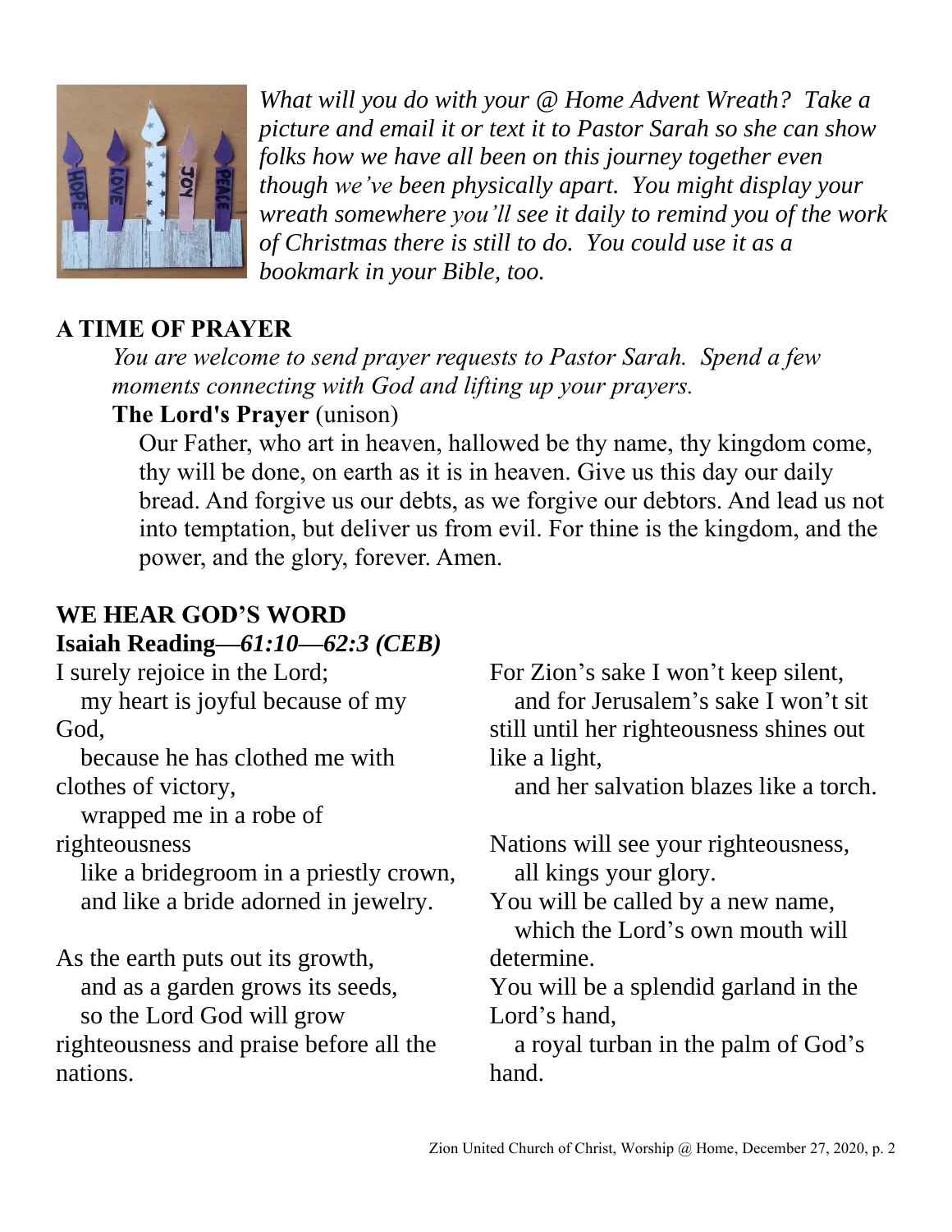*What will you do with your @ Home Advent Wreath? Take a picture and email it or text it to Pastor Sarah so she can show folks how we have all been on this journey together even though we've been physically apart. You might display your wreath somewhere you'll see it daily to remind you of the work of Christmas there is still to do. You could use it as a bookmark in your Bible, too.*

## A TIME OF PRAYER

*You are welcome to send prayer requests to Pastor Sarah. Spend a few moments connecting with God and lifting up your prayers.*

**The Lord's Prayer** (unison)

Our Father, who art in heaven, hallowed be thy name, thy kingdom come, thy will be done, on earth as it is in heaven. Give us this day our daily bread. And forgive us our debts, as we forgive our debtors. And lead us not into temptation, but deliver us from evil. For thine is the kingdom, and the power, and the glory, forever. Amen.

## WE HEAR GOD'S WORD

**Isaiah Reading—*61:10—62:3 (CEB)***

I surely rejoice in the Lord;
my heart is joyful because of my God,
because he has clothed me with clothes of victory,
wrapped me in a robe of righteousness
like a bridegroom in a priestly crown,
and like a bride adorned in jewelry.

As the earth puts out its growth,
and as a garden grows its seeds,
so the Lord God will grow righteousness and praise before all the nations.

For Zion's sake I won't keep silent,
and for Jerusalem's sake I won't sit still until her righteousness shines out like a light,
and her salvation blazes like a torch.

Nations will see your righteousness,
all kings your glory.
You will be called by a new name,
which the Lord's own mouth will determine.
You will be a splendid garland in the Lord's hand,
a royal turban in the palm of God's hand.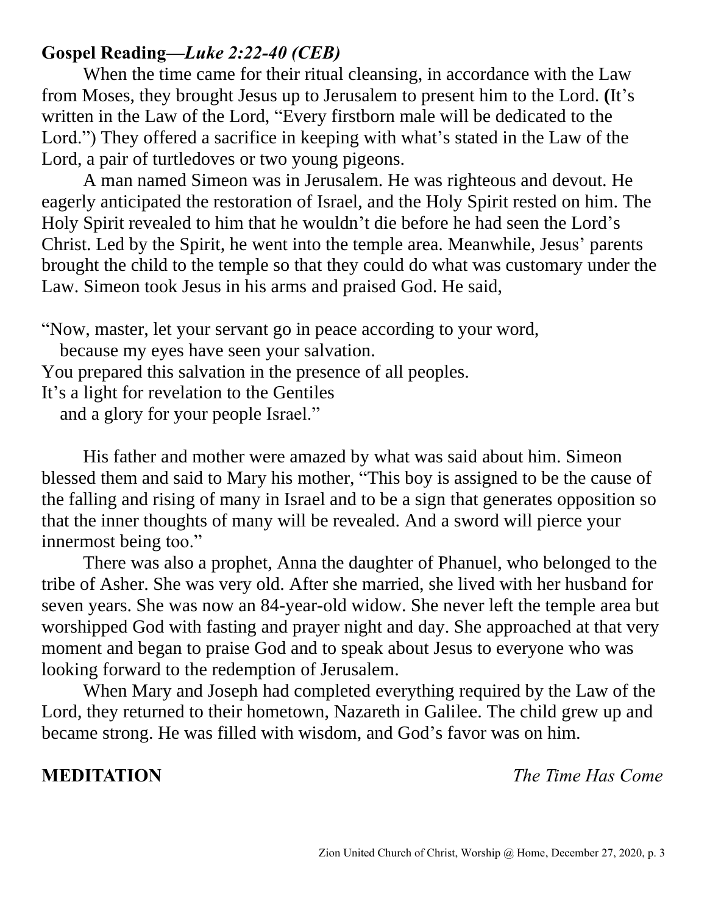**Gospel Reading—*Luke 2:22-40 (CEB)***

When the time came for their ritual cleansing, in accordance with the Law from Moses, they brought Jesus up to Jerusalem to present him to the Lord. (It's written in the Law of the Lord, "Every firstborn male will be dedicated to the Lord.") They offered a sacrifice in keeping with what's stated in the Law of the Lord, a pair of turtledoves or two young pigeons.

A man named Simeon was in Jerusalem. He was righteous and devout. He eagerly anticipated the restoration of Israel, and the Holy Spirit rested on him. The Holy Spirit revealed to him that he wouldn't die before he had seen the Lord's Christ. Led by the Spirit, he went into the temple area. Meanwhile, Jesus' parents brought the child to the temple so that they could do what was customary under the Law. Simeon took Jesus in his arms and praised God. He said,

"Now, master, let your servant go in peace according to your word,
   because my eyes have seen your salvation.
You prepared this salvation in the presence of all peoples.
It's a light for revelation to the Gentiles
   and a glory for your people Israel."

His father and mother were amazed by what was said about him. Simeon blessed them and said to Mary his mother, "This boy is assigned to be the cause of the falling and rising of many in Israel and to be a sign that generates opposition so that the inner thoughts of many will be revealed. And a sword will pierce your innermost being too."

There was also a prophet, Anna the daughter of Phanuel, who belonged to the tribe of Asher. She was very old. After she married, she lived with her husband for seven years. She was now an 84-year-old widow. She never left the temple area but worshipped God with fasting and prayer night and day. She approached at that very moment and began to praise God and to speak about Jesus to everyone who was looking forward to the redemption of Jerusalem.

When Mary and Joseph had completed everything required by the Law of the Lord, they returned to their hometown, Nazareth in Galilee. The child grew up and became strong. He was filled with wisdom, and God's favor was on him.

**MEDITATION** *The Time Has Come*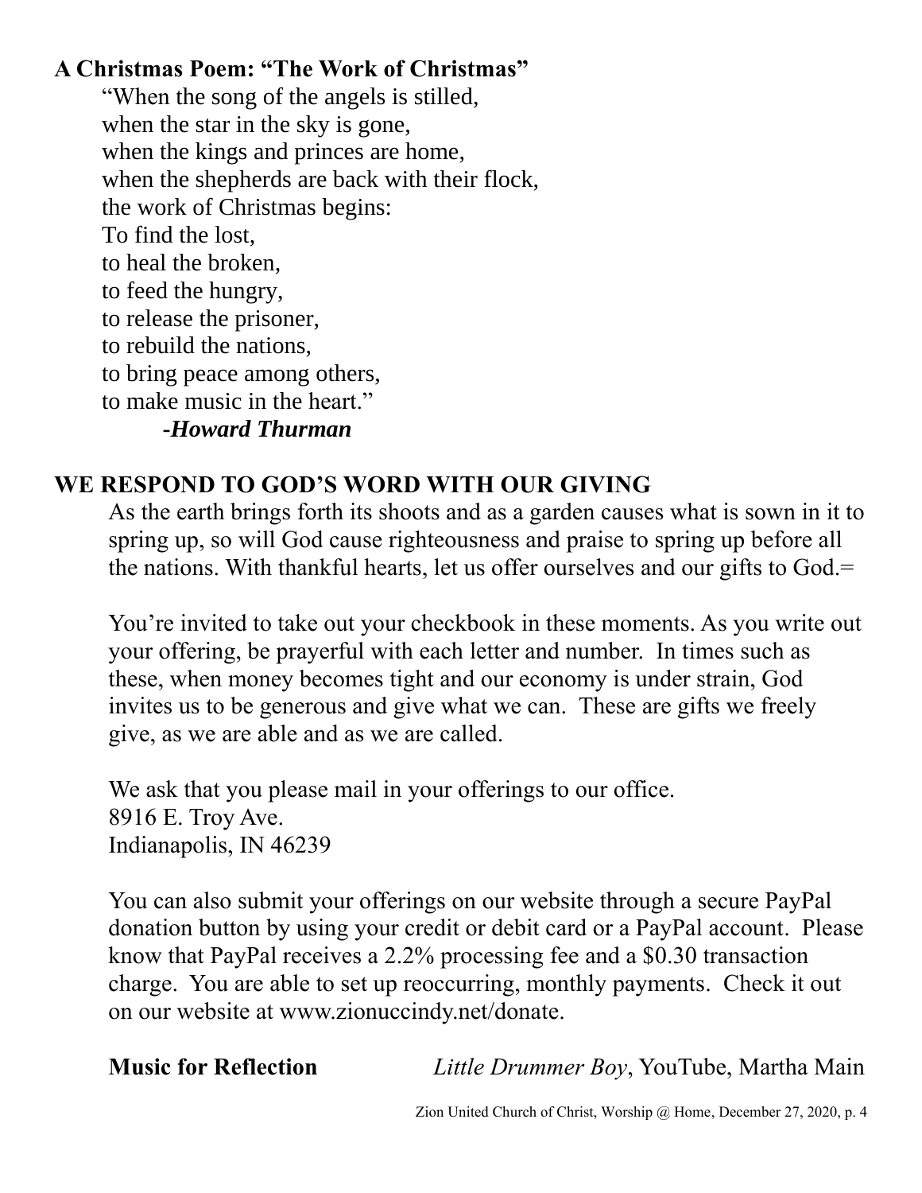**A Christmas Poem: "The Work of Christmas"**

"When the song of the angels is stilled,  
when the star in the sky is gone,  
when the kings and princes are home,  
when the shepherds are back with their flock,  
the work of Christmas begins:  
To find the lost,  
to heal the broken,  
to feed the hungry,  
to release the prisoner,  
to rebuild the nations,  
to bring peace among others,  
to make music in the heart."

***-Howard Thurman***

## WE RESPOND TO GOD'S WORD WITH OUR GIVING

As the earth brings forth its shoots and as a garden causes what is sown in it to spring up, so will God cause righteousness and praise to spring up before all the nations. With thankful hearts, let us offer ourselves and our gifts to God.=

You're invited to take out your checkbook in these moments. As you write out your offering, be prayerful with each letter and number. In times such as these, when money becomes tight and our economy is under strain, God invites us to be generous and give what we can. These are gifts we freely give, as we are able and as we are called.

We ask that you please mail in your offerings to our office.  
8916 E. Troy Ave.  
Indianapolis, IN 46239

You can also submit your offerings on our website through a secure PayPal donation button by using your credit or debit card or a PayPal account. Please know that PayPal receives a 2.2% processing fee and a $0.30 transaction charge. You are able to set up reoccurring, monthly payments. Check it out on our website at www.zionuccindy.net/donate.

**Music for Reflection** *Little Drummer Boy*, YouTube, Martha Main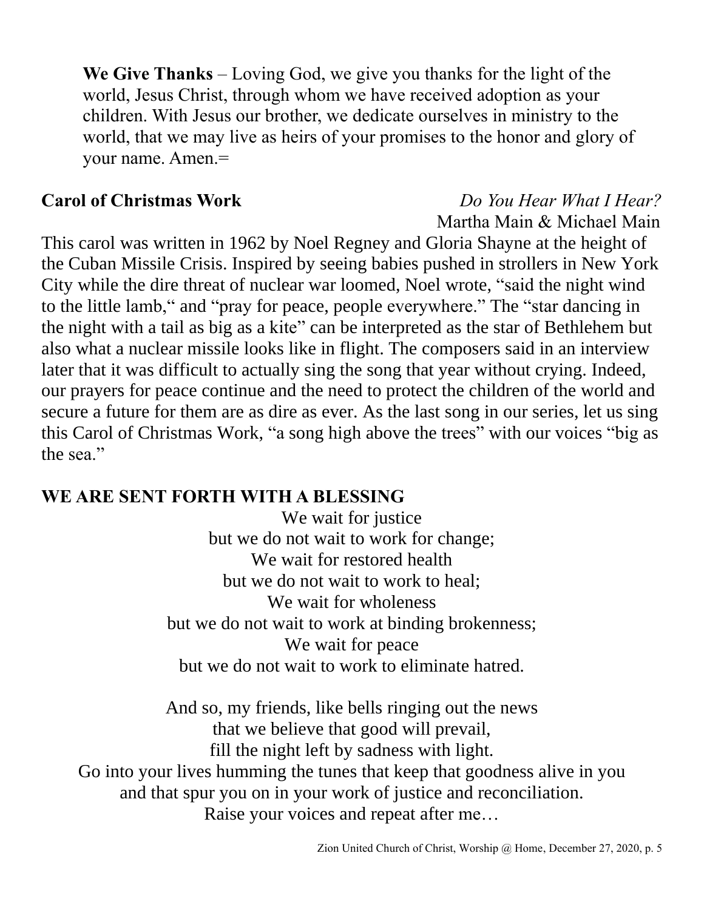**We Give Thanks** – Loving God, we give you thanks for the light of the world, Jesus Christ, through whom we have received adoption as your children. With Jesus our brother, we dedicate ourselves in ministry to the world, that we may live as heirs of your promises to the honor and glory of your name. Amen.=

**Carol of Christmas Work** *Do You Hear What I Hear?*
Martha Main & Michael Main

This carol was written in 1962 by Noel Regney and Gloria Shayne at the height of the Cuban Missile Crisis. Inspired by seeing babies pushed in strollers in New York City while the dire threat of nuclear war loomed, Noel wrote, "said the night wind to the little lamb," and "pray for peace, people everywhere." The "star dancing in the night with a tail as big as a kite" can be interpreted as the star of Bethlehem but also what a nuclear missile looks like in flight. The composers said in an interview later that it was difficult to actually sing the song that year without crying. Indeed, our prayers for peace continue and the need to protect the children of the world and secure a future for them are as dire as ever. As the last song in our series, let us sing this Carol of Christmas Work, "a song high above the trees" with our voices "big as the sea."

**WE ARE SENT FORTH WITH A BLESSING**

We wait for justice
but we do not wait to work for change;
We wait for restored health
but we do not wait to work to heal;
We wait for wholeness
but we do not wait to work at binding brokenness;
We wait for peace
but we do not wait to work to eliminate hatred.

And so, my friends, like bells ringing out the news
that we believe that good will prevail,
fill the night left by sadness with light.
Go into your lives humming the tunes that keep that goodness alive in you
and that spur you on in your work of justice and reconciliation.
Raise your voices and repeat after me…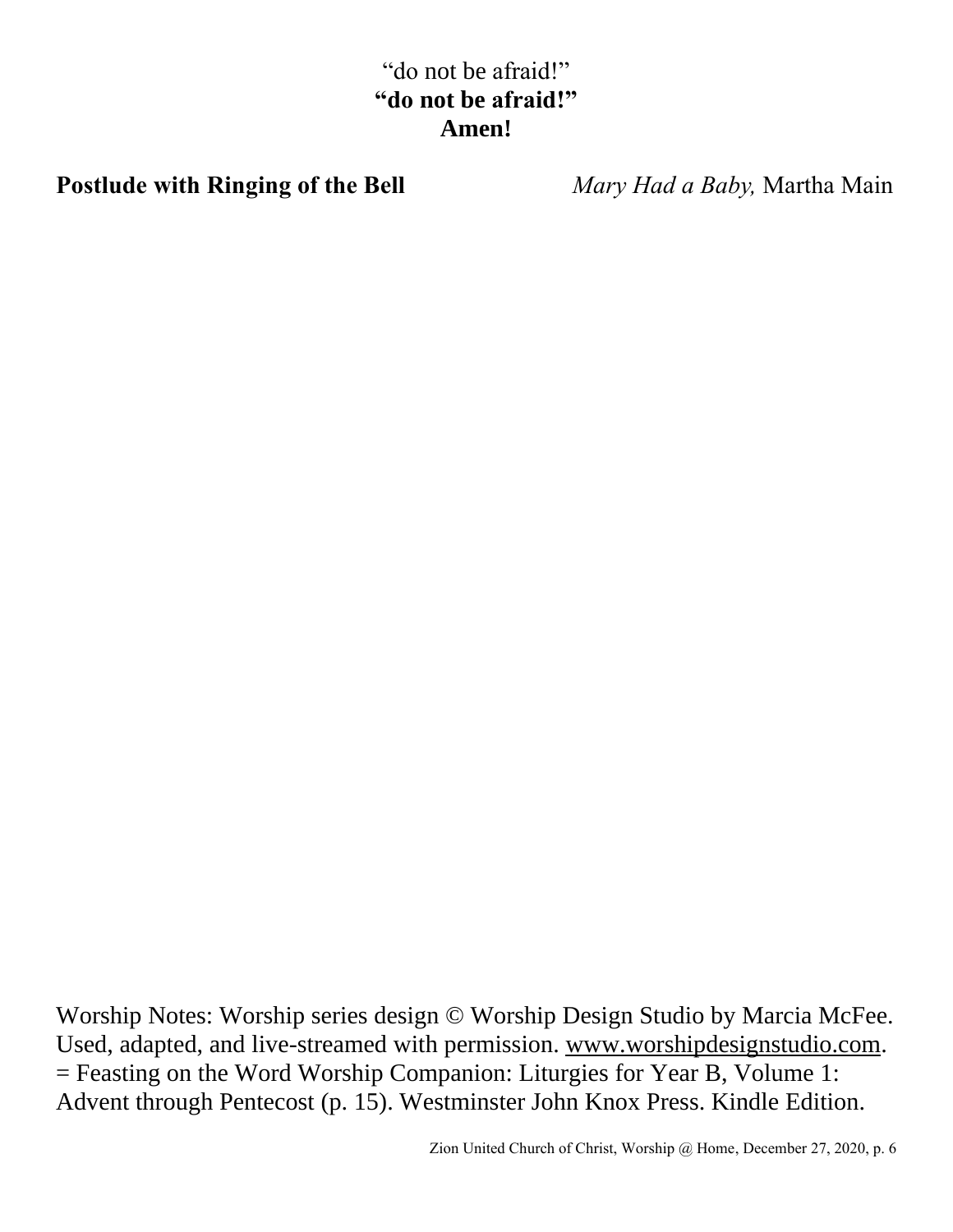<div align="center">

"do not be afraid!"
**"do not be afraid!"**
**Amen!**

</div>

**Postlude with Ringing of the Bell** *Mary Had a Baby,* Martha Main

Worship Notes: Worship series design © Worship Design Studio by Marcia McFee. Used, adapted, and live-streamed with permission. www.worshipdesignstudio.com.
= Feasting on the Word Worship Companion: Liturgies for Year B, Volume 1: Advent through Pentecost (p. 15). Westminster John Knox Press. Kindle Edition.